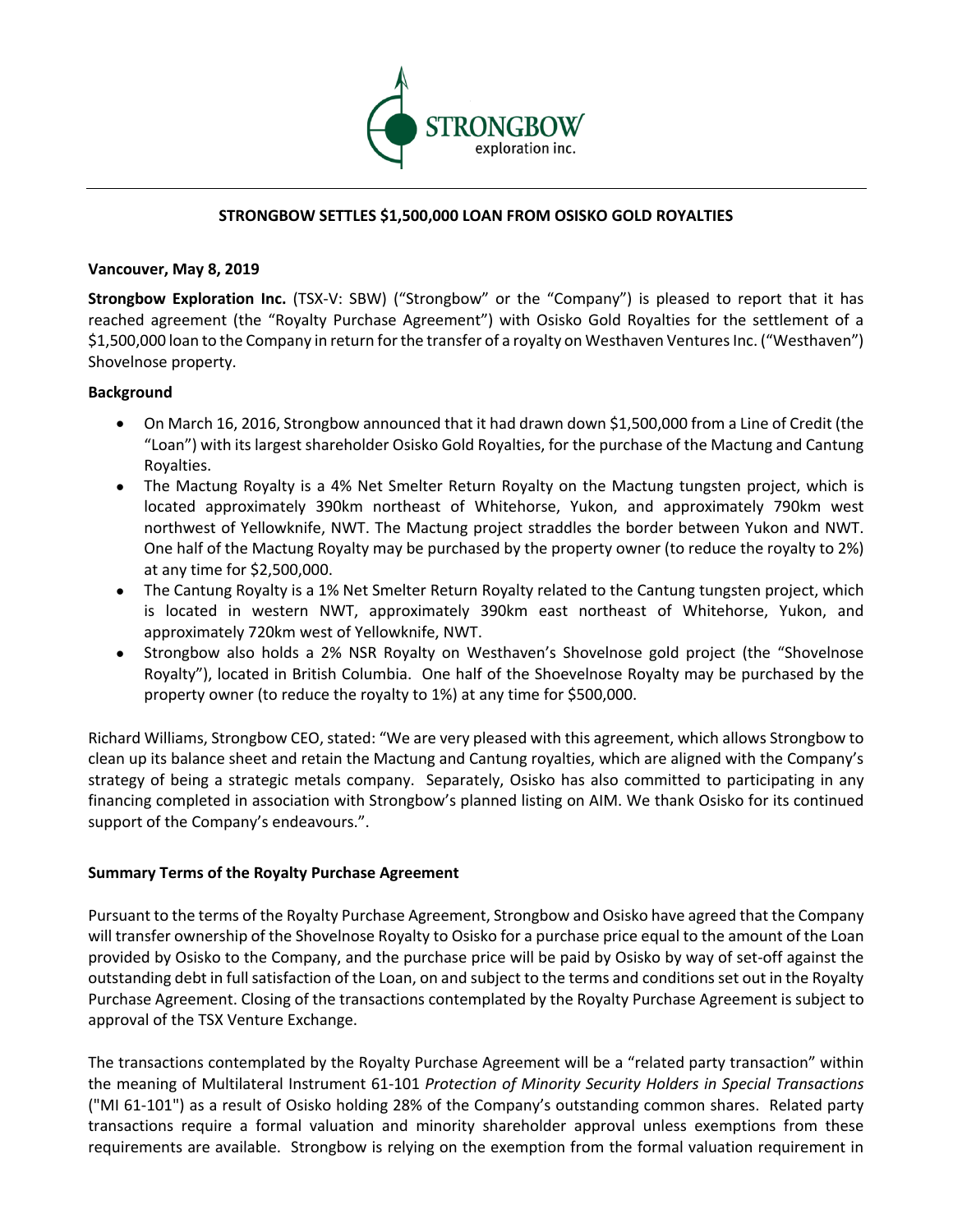# STRONGBOW SETTLES $1,500,000 LOAN FROM OSISKO GOLD ROYALTIES

**Vancouver, May 8, 2019**

**Strongbow Exploration Inc.** (TSX-V: SBW) ("Strongbow" or the "Company") is pleased to report that it has reached agreement (the "Royalty Purchase Agreement") with Osisko Gold Royalties for the settlement of a $1,500,000 loan to the Company in return for the transfer of a royalty on Westhaven Ventures Inc. ("Westhaven") Shovelnose property.

**Background**

- On March 16, 2016, Strongbow announced that it had drawn down $1,500,000 from a Line of Credit (the "Loan") with its largest shareholder Osisko Gold Royalties, for the purchase of the Mactung and Cantung Royalties.
- The Mactung Royalty is a 4% Net Smelter Return Royalty on the Mactung tungsten project, which is located approximately 390km northeast of Whitehorse, Yukon, and approximately 790km west northwest of Yellowknife, NWT. The Mactung project straddles the border between Yukon and NWT. One half of the Mactung Royalty may be purchased by the property owner (to reduce the royalty to 2%) at any time for $2,500,000.
- The Cantung Royalty is a 1% Net Smelter Return Royalty related to the Cantung tungsten project, which is located in western NWT, approximately 390km east northeast of Whitehorse, Yukon, and approximately 720km west of Yellowknife, NWT.
- Strongbow also holds a 2% NSR Royalty on Westhaven's Shovelnose gold project (the "Shovelnose Royalty"), located in British Columbia. One half of the Shoevelnose Royalty may be purchased by the property owner (to reduce the royalty to 1%) at any time for $500,000.

Richard Williams, Strongbow CEO, stated: "We are very pleased with this agreement, which allows Strongbow to clean up its balance sheet and retain the Mactung and Cantung royalties, which are aligned with the Company's strategy of being a strategic metals company. Separately, Osisko has also committed to participating in any financing completed in association with Strongbow's planned listing on AIM. We thank Osisko for its continued support of the Company's endeavours.".

**Summary Terms of the Royalty Purchase Agreement**

Pursuant to the terms of the Royalty Purchase Agreement, Strongbow and Osisko have agreed that the Company will transfer ownership of the Shovelnose Royalty to Osisko for a purchase price equal to the amount of the Loan provided by Osisko to the Company, and the purchase price will be paid by Osisko by way of set-off against the outstanding debt in full satisfaction of the Loan, on and subject to the terms and conditions set out in the Royalty Purchase Agreement. Closing of the transactions contemplated by the Royalty Purchase Agreement is subject to approval of the TSX Venture Exchange.

The transactions contemplated by the Royalty Purchase Agreement will be a "related party transaction" within the meaning of Multilateral Instrument 61-101 *Protection of Minority Security Holders in Special Transactions* ("MI 61-101") as a result of Osisko holding 28% of the Company's outstanding common shares. Related party transactions require a formal valuation and minority shareholder approval unless exemptions from these requirements are available. Strongbow is relying on the exemption from the formal valuation requirement in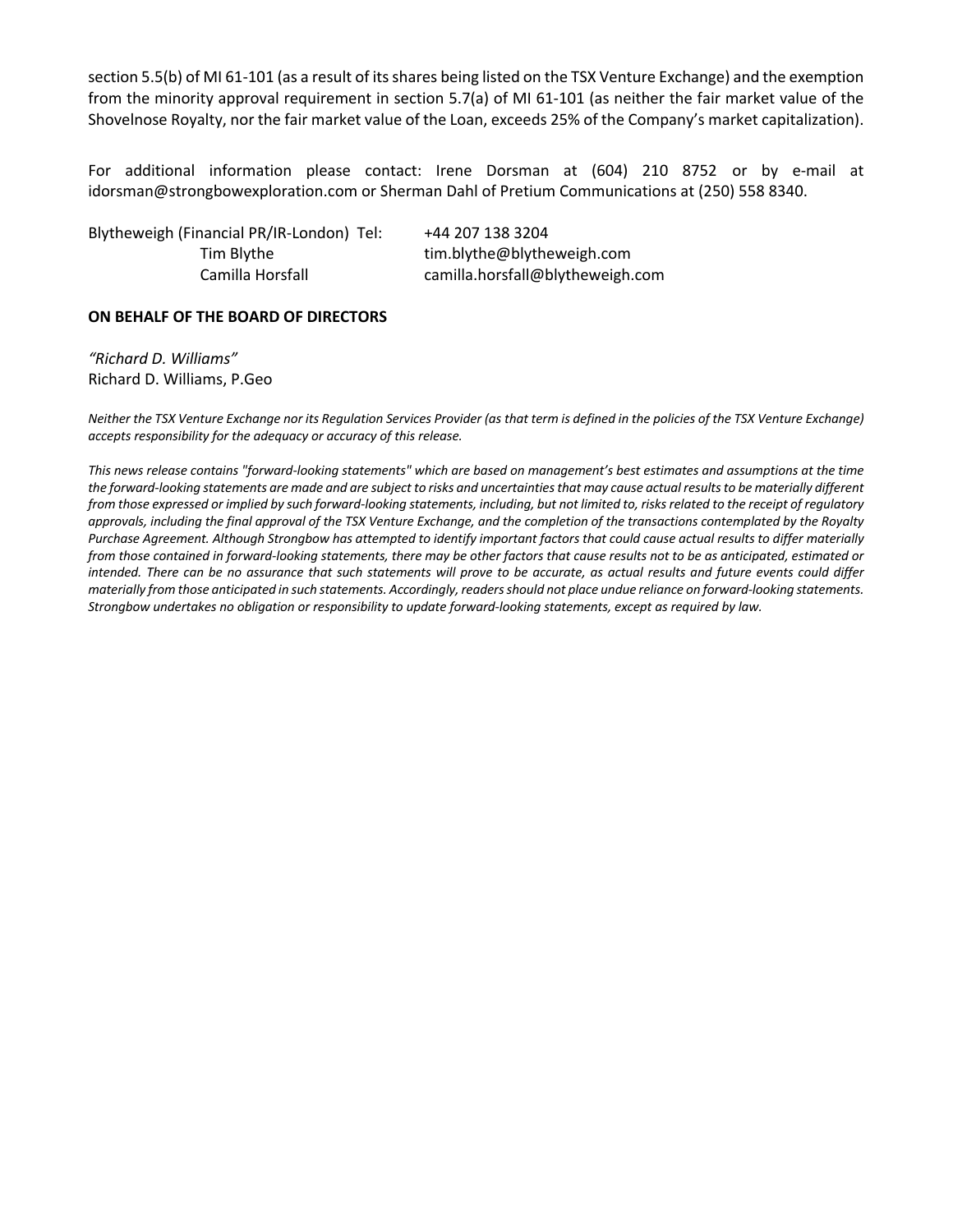section 5.5(b) of MI 61-101 (as a result of its shares being listed on the TSX Venture Exchange) and the exemption from the minority approval requirement in section 5.7(a) of MI 61-101 (as neither the fair market value of the Shovelnose Royalty, nor the fair market value of the Loan, exceeds 25% of the Company's market capitalization).

For additional information please contact: Irene Dorsman at (604) 210 8752 or by e-mail at idorsman@strongbowexploration.com or Sherman Dahl of Pretium Communications at (250) 558 8340.

| | |
|---|---|
| Blytheweigh (Financial PR/IR-London) Tel: | +44 207 138 3204 |
| Tim Blythe | tim.blythe@blytheweigh.com |
| Camilla Horsfall | camilla.horsfall@blytheweigh.com |

**ON BEHALF OF THE BOARD OF DIRECTORS**

*"Richard D. Williams"*
Richard D. Williams, P.Geo

*Neither the TSX Venture Exchange nor its Regulation Services Provider (as that term is defined in the policies of the TSX Venture Exchange) accepts responsibility for the adequacy or accuracy of this release.*

*This news release contains "forward-looking statements" which are based on management's best estimates and assumptions at the time the forward-looking statements are made and are subject to risks and uncertainties that may cause actual results to be materially different from those expressed or implied by such forward-looking statements, including, but not limited to, risks related to the receipt of regulatory approvals, including the final approval of the TSX Venture Exchange, and the completion of the transactions contemplated by the Royalty Purchase Agreement. Although Strongbow has attempted to identify important factors that could cause actual results to differ materially from those contained in forward-looking statements, there may be other factors that cause results not to be as anticipated, estimated or intended. There can be no assurance that such statements will prove to be accurate, as actual results and future events could differ materially from those anticipated in such statements. Accordingly, readers should not place undue reliance on forward-looking statements. Strongbow undertakes no obligation or responsibility to update forward-looking statements, except as required by law.*